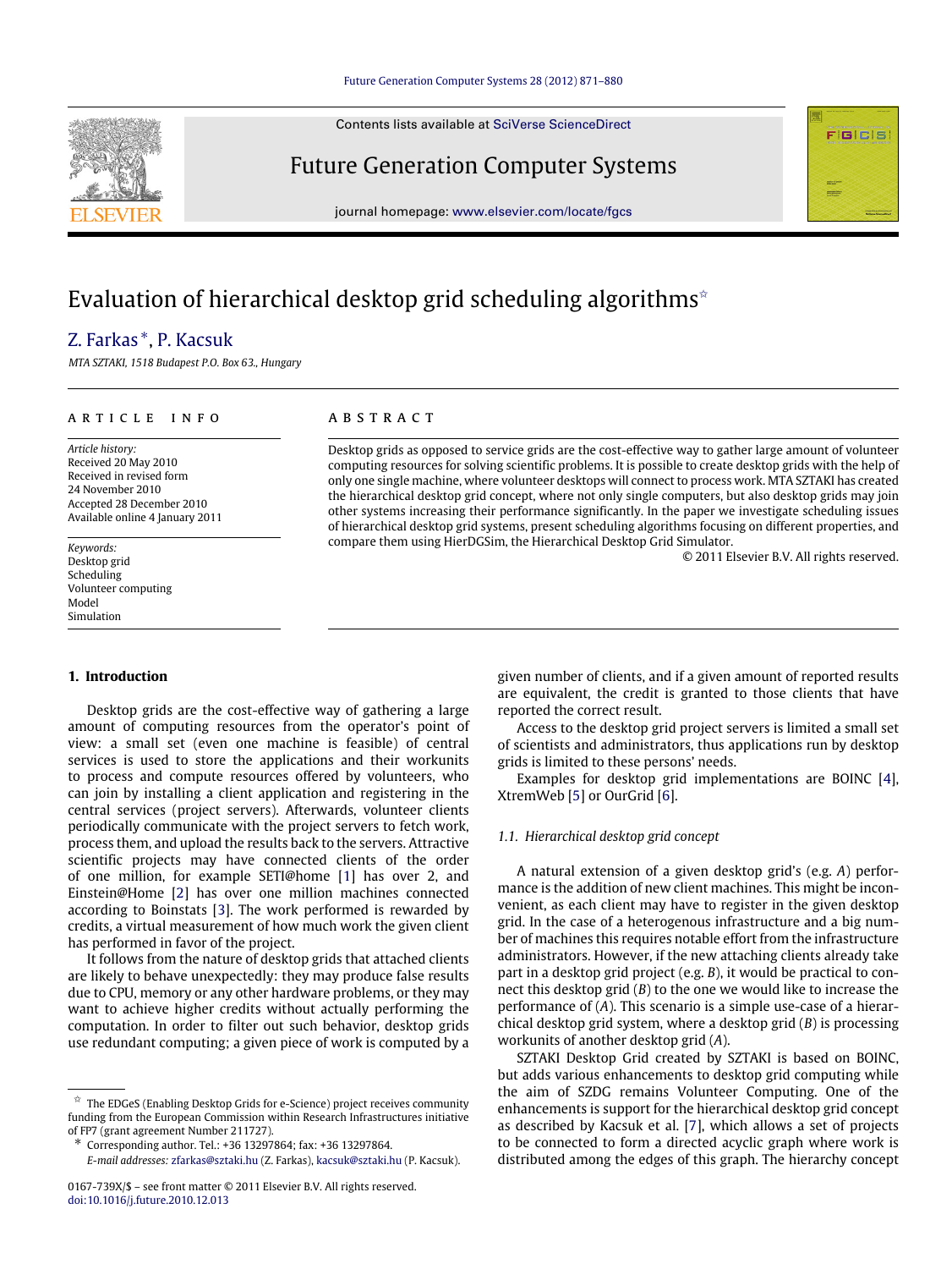# Evaluation of hierarchical desktop grid scheduling algorithms[☆]

Z. Farkas[*], P. Kacsuk

*MTA SZTAKI, 1518 Budapest P.O. Box 63., Hungary*

## ARTICLE INFO

*Article history:*
Received 20 May 2010
Received in revised form
24 November 2010
Accepted 28 December 2010
Available online 4 January 2011

*Keywords:*
Desktop grid
Scheduling
Volunteer computing
Model
Simulation

## ABSTRACT

Desktop grids as opposed to service grids are the cost-effective way to gather large amount of volunteer computing resources for solving scientific problems. It is possible to create desktop grids with the help of only one single machine, where volunteer desktops will connect to process work. MTA SZTAKI has created the hierarchical desktop grid concept, where not only single computers, but also desktop grids may join other systems increasing their performance significantly. In the paper we investigate scheduling issues of hierarchical desktop grid systems, present scheduling algorithms focusing on different properties, and compare them using HierDGSim, the Hierarchical Desktop Grid Simulator.

© 2011 Elsevier B.V. All rights reserved.

## 1. Introduction

Desktop grids are the cost-effective way of gathering a large amount of computing resources from the operator's point of view: a small set (even one machine is feasible) of central services is used to store the applications and their workunits to process and compute resources offered by volunteers, who can join by installing a client application and registering in the central services (project servers). Afterwards, volunteer clients periodically communicate with the project servers to fetch work, process them, and upload the results back to the servers. Attractive scientific projects may have connected clients of the order of one million, for example SETI@home [1] has over 2, and Einstein@Home [2] has over one million machines connected according to Boinstats [3]. The work performed is rewarded by credits, a virtual measurement of how much work the given client has performed in favor of the project.

It follows from the nature of desktop grids that attached clients are likely to behave unexpectedly: they may produce false results due to CPU, memory or any other hardware problems, or they may want to achieve higher credits without actually performing the computation. In order to filter out such behavior, desktop grids use redundant computing; a given piece of work is computed by a given number of clients, and if a given amount of reported results are equivalent, the credit is granted to those clients that have reported the correct result.

Access to the desktop grid project servers is limited a small set of scientists and administrators, thus applications run by desktop grids is limited to these persons' needs.

Examples for desktop grid implementations are BOINC [4], XtremWeb [5] or OurGrid [6].

### 1.1. Hierarchical desktop grid concept

A natural extension of a given desktop grid's (e.g. *A*) performance is the addition of new client machines. This might be inconvenient, as each client may have to register in the given desktop grid. In the case of a heterogenous infrastructure and a big number of machines this requires notable effort from the infrastructure administrators. However, if the new attaching clients already take part in a desktop grid project (e.g. *B*), it would be practical to connect this desktop grid (*B*) to the one we would like to increase the performance of (*A*). This scenario is a simple use-case of a hierarchical desktop grid system, where a desktop grid (*B*) is processing workunits of another desktop grid (*A*).

SZTAKI Desktop Grid created by SZTAKI is based on BOINC, but adds various enhancements to desktop grid computing while the aim of SZDG remains Volunteer Computing. One of the enhancements is support for the hierarchical desktop grid concept as described by Kacsuk et al. [7], which allows a set of projects to be connected to form a directed acyclic graph where work is distributed among the edges of this graph. The hierarchy concept

---

[☆] The EDGeS (Enabling Desktop Grids for e-Science) project receives community funding from the European Commission within Research Infrastructures initiative of FP7 (grant agreement Number 211727).

[*] Corresponding author. Tel.: +36 13297864; fax: +36 13297864.
*E-mail addresses:* zfarkas@sztaki.hu (Z. Farkas), kacsuk@sztaki.hu (P. Kacsuk).

0167-739X/$ – see front matter © 2011 Elsevier B.V. All rights reserved.
doi:10.1016/j.future.2010.12.013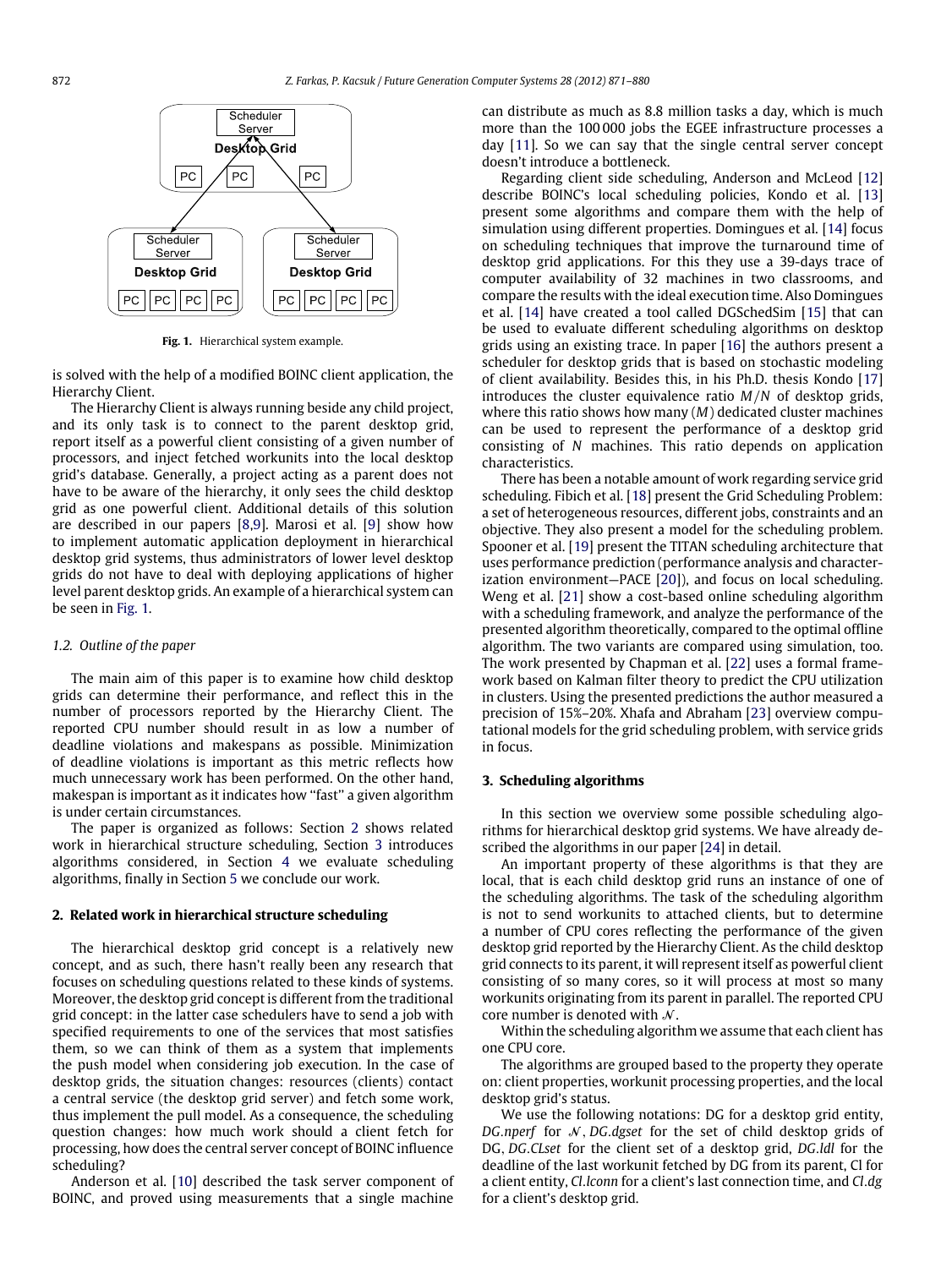Fig. 1. Hierarchical system example.

is solved with the help of a modified BOINC client application, the Hierarchy Client.

The Hierarchy Client is always running beside any child project, and its only task is to connect to the parent desktop grid, report itself as a powerful client consisting of a given number of processors, and inject fetched workunits into the local desktop grid's database. Generally, a project acting as a parent does not have to be aware of the hierarchy, it only sees the child desktop grid as one powerful client. Additional details of this solution are described in our papers [8,9]. Marosi et al. [9] show how to implement automatic application deployment in hierarchical desktop grid systems, thus administrators of lower level desktop grids do not have to deal with deploying applications of higher level parent desktop grids. An example of a hierarchical system can be seen in Fig. 1.

### 1.2. Outline of the paper

The main aim of this paper is to examine how child desktop grids can determine their performance, and reflect this in the number of processors reported by the Hierarchy Client. The reported CPU number should result in as low a number of deadline violations and makespans as possible. Minimization of deadline violations is important as this metric reflects how much unnecessary work has been performed. On the other hand, makespan is important as it indicates how "fast" a given algorithm is under certain circumstances.

The paper is organized as follows: Section 2 shows related work in hierarchical structure scheduling, Section 3 introduces algorithms considered, in Section 4 we evaluate scheduling algorithms, finally in Section 5 we conclude our work.

## 2. Related work in hierarchical structure scheduling

The hierarchical desktop grid concept is a relatively new concept, and as such, there hasn't really been any research that focuses on scheduling questions related to these kinds of systems. Moreover, the desktop grid concept is different from the traditional grid concept: in the latter case schedulers have to send a job with specified requirements to one of the services that most satisfies them, so we can think of them as a system that implements the push model when considering job execution. In the case of desktop grids, the situation changes: resources (clients) contact a central service (the desktop grid server) and fetch some work, thus implement the pull model. As a consequence, the scheduling question changes: how much work should a client fetch for processing, how does the central server concept of BOINC influence scheduling?

Anderson et al. [10] described the task server component of BOINC, and proved using measurements that a single machine can distribute as much as 8.8 million tasks a day, which is much more than the 100 000 jobs the EGEE infrastructure processes a day [11]. So we can say that the single central server concept doesn't introduce a bottleneck.

Regarding client side scheduling, Anderson and McLeod [12] describe BOINC's local scheduling policies, Kondo et al. [13] present some algorithms and compare them with the help of simulation using different properties. Domingues et al. [14] focus on scheduling techniques that improve the turnaround time of desktop grid applications. For this they use a 39-days trace of computer availability of 32 machines in two classrooms, and compare the results with the ideal execution time. Also Domingues et al. [14] have created a tool called DGSchedSim [15] that can be used to evaluate different scheduling algorithms on desktop grids using an existing trace. In paper [16] the authors present a scheduler for desktop grids that is based on stochastic modeling of client availability. Besides this, in his Ph.D. thesis Kondo [17] introduces the cluster equivalence ratio $M/N$ of desktop grids, where this ratio shows how many ($M$) dedicated cluster machines can be used to represent the performance of a desktop grid consisting of $N$ machines. This ratio depends on application characteristics.

There has been a notable amount of work regarding service grid scheduling. Fibich et al. [18] present the Grid Scheduling Problem: a set of heterogeneous resources, different jobs, constraints and an objective. They also present a model for the scheduling problem. Spooner et al. [19] present the TITAN scheduling architecture that uses performance prediction (performance analysis and characterization environment—PACE [20]), and focus on local scheduling. Weng et al. [21] show a cost-based online scheduling algorithm with a scheduling framework, and analyze the performance of the presented algorithm theoretically, compared to the optimal offline algorithm. The two variants are compared using simulation, too. The work presented by Chapman et al. [22] uses a formal framework based on Kalman filter theory to predict the CPU utilization in clusters. Using the presented predictions the author measured a precision of 15%–20%. Xhafa and Abraham [23] overview computational models for the grid scheduling problem, with service grids in focus.

## 3. Scheduling algorithms

In this section we overview some possible scheduling algorithms for hierarchical desktop grid systems. We have already described the algorithms in our paper [24] in detail.

An important property of these algorithms is that they are local, that is each child desktop grid runs an instance of one of the scheduling algorithms. The task of the scheduling algorithm is not to send workunits to attached clients, but to determine a number of CPU cores reflecting the performance of the given desktop grid reported by the Hierarchy Client. As the child desktop grid connects to its parent, it will represent itself as powerful client consisting of so many cores, so it will process at most so many workunits originating from its parent in parallel. The reported CPU core number is denoted with $\mathcal{N}$.

Within the scheduling algorithm we assume that each client has one CPU core.

The algorithms are grouped based to the property they operate on: client properties, workunit processing properties, and the local desktop grid's status.

We use the following notations: DG for a desktop grid entity, *DG.nperf* for $\mathcal{N}$, *DG.dgset* for the set of child desktop grids of DG, *DG.CLset* for the client set of a desktop grid, *DG.ldl* for the deadline of the last workunit fetched by DG from its parent, Cl for a client entity, *Cl.lconn* for a client's last connection time, and *Cl.dg* for a client's desktop grid.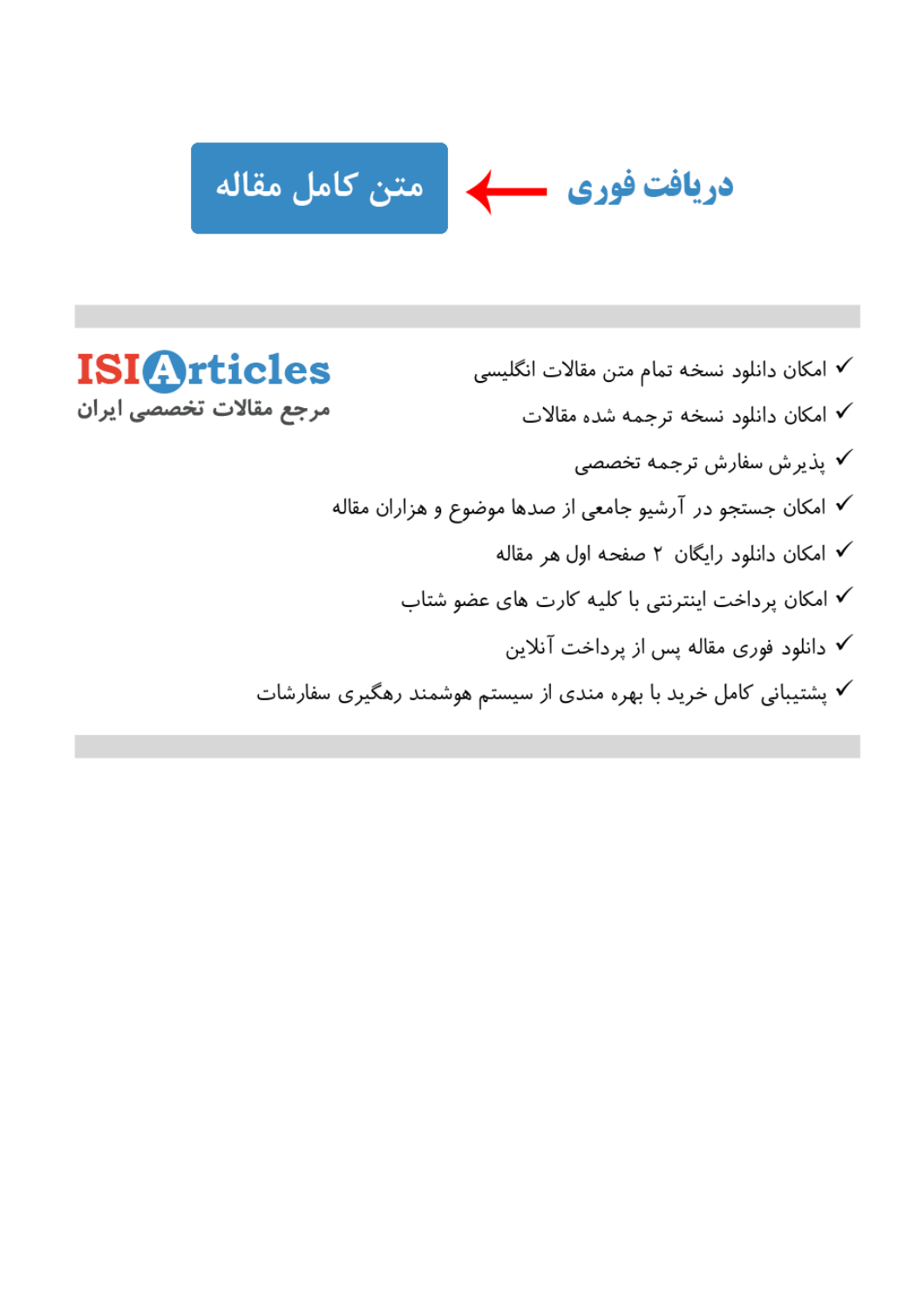دریافت فوری ← متن کامل مقاله

**ISIArticles**
مرجع مقالات تخصصی ایران

- ✓ امکان دانلود نسخه تمام متن مقالات انگلیسی
- ✓ امکان دانلود نسخه ترجمه شده مقالات
- ✓ پذیرش سفارش ترجمه تخصصی
- ✓ امکان جستجو در آرشیو جامعی از صدها موضوع و هزاران مقاله
- ✓ امکان دانلود رایگان ۲ صفحه اول هر مقاله
- ✓ امکان پرداخت اینترنتی با کلیه کارت های عضو شتاب
- ✓ دانلود فوری مقاله پس از پرداخت آنلاین
- ✓ پشتیبانی کامل خرید با بهره مندی از سیستم هوشمند رهگیری سفارشات